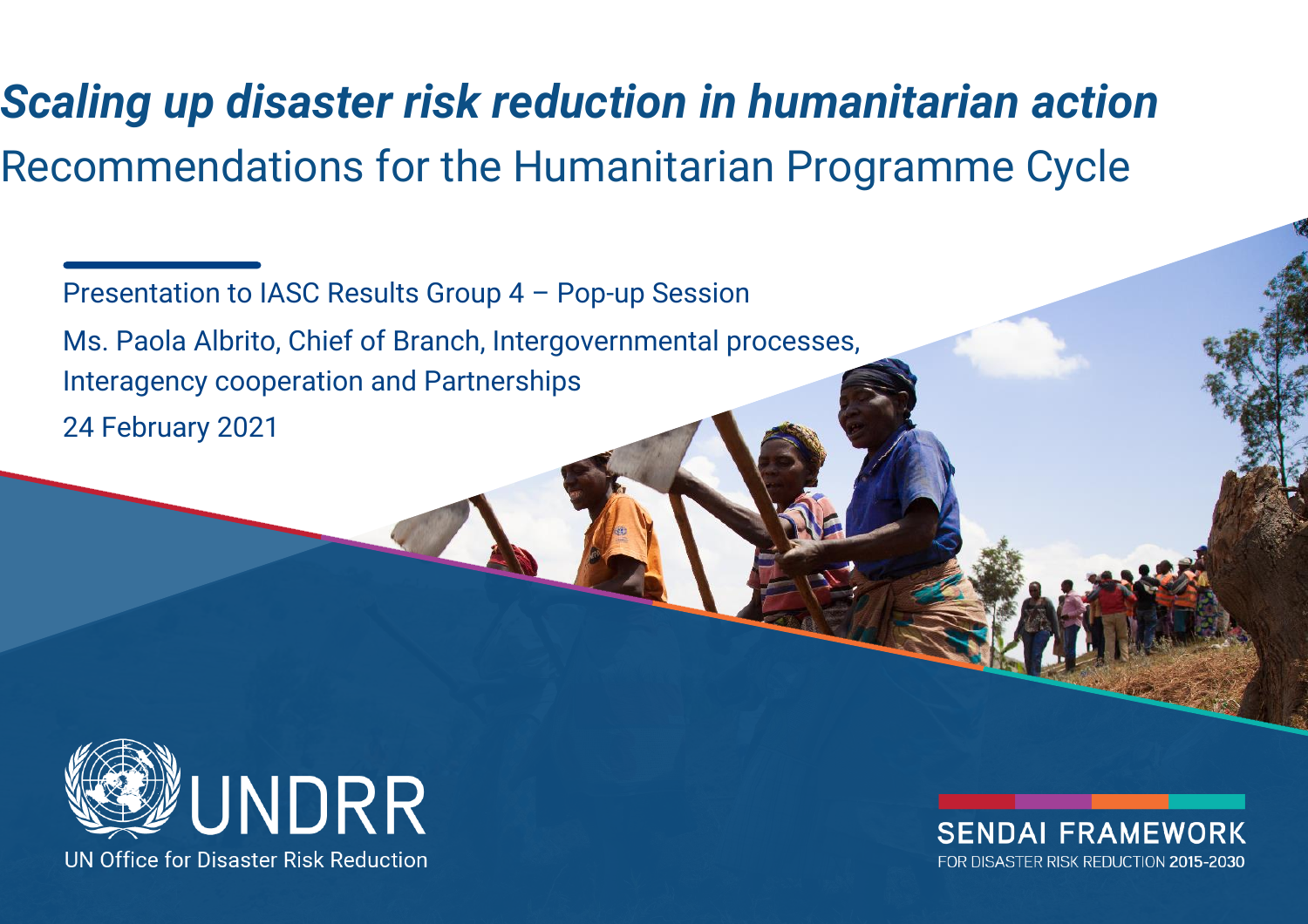# *Scaling up disaster risk reduction in humanitarian action*

## Recommendations for the Humanitarian Programme Cycle

Presentation to IASC Results Group 4 – Pop-up Session

Ms. Paola Albrito, Chief of Branch, Intergovernmental processes, Interagency cooperation and Partnerships

24 February 2021

UNDRR

UN Office for Disaster Risk Reduction

SENDAI FRAMEWORK

FOR DISASTER RISK REDUCTION 2015-2030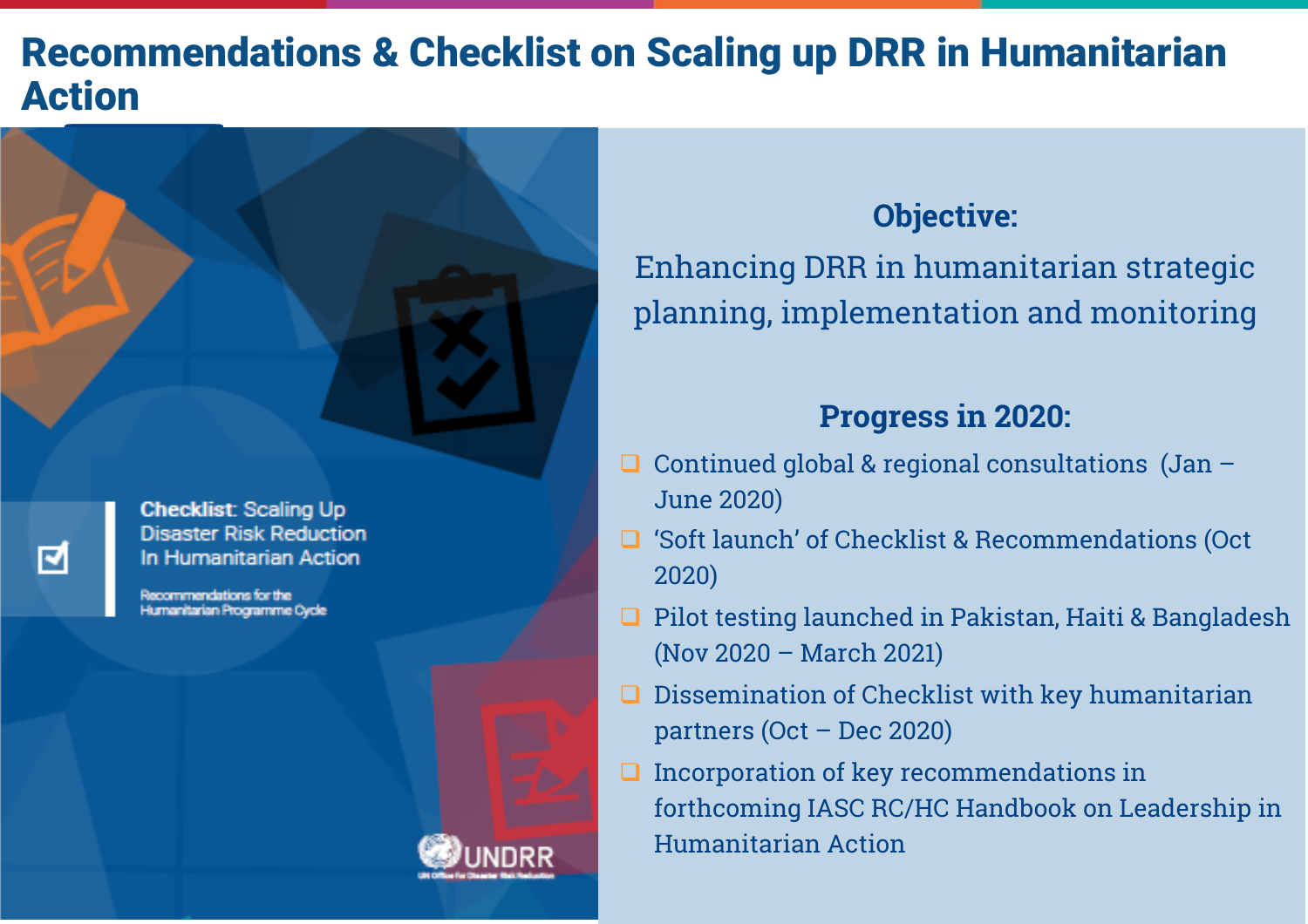# Recommendations & Checklist on Scaling up DRR in Humanitarian Action

**Checklist**: Scaling Up Disaster Risk Reduction In Humanitarian Action

Recommendations for the Humanitarian Programme Cycle

UNDRR

UN Office for Disaster Risk Reduction

## Objective:

Enhancing DRR in humanitarian strategic planning, implementation and monitoring

## Progress in 2020:

- Continued global & regional consultations (Jan – June 2020)
- 'Soft launch' of Checklist & Recommendations (Oct 2020)
- Pilot testing launched in Pakistan, Haiti & Bangladesh (Nov 2020 – March 2021)
- Dissemination of Checklist with key humanitarian partners (Oct – Dec 2020)
- Incorporation of key recommendations in forthcoming IASC RC/HC Handbook on Leadership in Humanitarian Action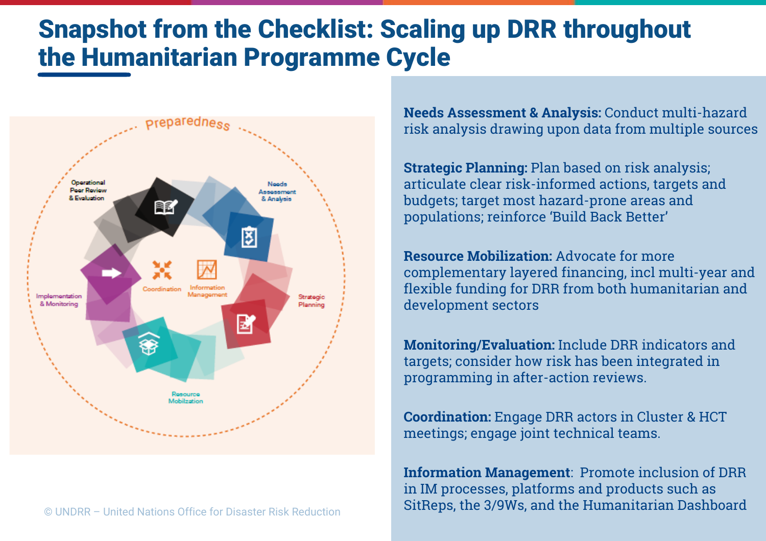# Snapshot from the Checklist: Scaling up DRR throughout the Humanitarian Programme Cycle

Preparedness

Needs Assessment & Analysis

Strategic Planning

Resource Mobilization

Implementation & Monitoring

Operational Peer Review & Evaluation

Coordination

Information Management

© UNDRR – United Nations Office for Disaster Risk Reduction

**Needs Assessment & Analysis:** Conduct multi-hazard risk analysis drawing upon data from multiple sources

**Strategic Planning:** Plan based on risk analysis; articulate clear risk-informed actions, targets and budgets; target most hazard-prone areas and populations; reinforce 'Build Back Better'

**Resource Mobilization:** Advocate for more complementary layered financing, incl multi-year and flexible funding for DRR from both humanitarian and development sectors

**Monitoring/Evaluation:** Include DRR indicators and targets; consider how risk has been integrated in programming in after-action reviews.

**Coordination:** Engage DRR actors in Cluster & HCT meetings; engage joint technical teams.

**Information Management**: Promote inclusion of DRR in IM processes, platforms and products such as SitReps, the 3/9Ws, and the Humanitarian Dashboard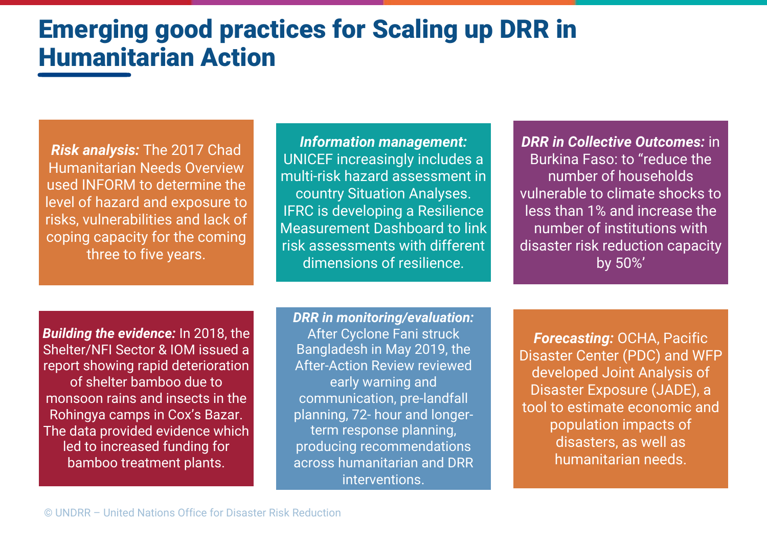# Emerging good practices for Scaling up DRR in Humanitarian Action

***Risk analysis:*** The 2017 Chad Humanitarian Needs Overview used INFORM to determine the level of hazard and exposure to risks, vulnerabilities and lack of coping capacity for the coming three to five years.

***Information management:*** UNICEF increasingly includes a multi-risk hazard assessment in country Situation Analyses. IFRC is developing a Resilience Measurement Dashboard to link risk assessments with different dimensions of resilience.

***DRR in Collective Outcomes:*** in Burkina Faso: to "reduce the number of households vulnerable to climate shocks to less than 1% and increase the number of institutions with disaster risk reduction capacity by 50%'

***Building the evidence:*** In 2018, the Shelter/NFI Sector & IOM issued a report showing rapid deterioration of shelter bamboo due to monsoon rains and insects in the Rohingya camps in Cox's Bazar. The data provided evidence which led to increased funding for bamboo treatment plants.

***DRR in monitoring/evaluation:*** After Cyclone Fani struck Bangladesh in May 2019, the After-Action Review reviewed early warning and communication, pre-landfall planning, 72- hour and longer-term response planning, producing recommendations across humanitarian and DRR interventions.

***Forecasting:*** OCHA, Pacific Disaster Center (PDC) and WFP developed Joint Analysis of Disaster Exposure (JADE), a tool to estimate economic and population impacts of disasters, as well as humanitarian needs.

© UNDRR – United Nations Office for Disaster Risk Reduction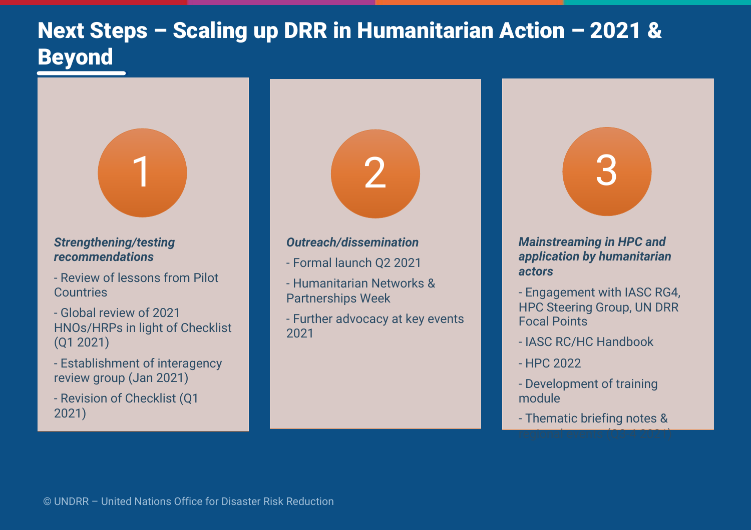# Next Steps – Scaling up DRR in Humanitarian Action – 2021 & Beyond

## 1

***Strengthening/testing recommendations***

- Review of lessons from Pilot Countries
- Global review of 2021 HNOs/HRPs in light of Checklist (Q1 2021)
- Establishment of interagency review group (Jan 2021)
- Revision of Checklist (Q1 2021)

## 2

***Outreach/dissemination***

- Formal launch Q2 2021
- Humanitarian Networks & Partnerships Week
- Further advocacy at key events 2021

## 3

***Mainstreaming in HPC and application by humanitarian actors***

- Engagement with IASC RG4, HPC Steering Group, UN DRR Focal Points
- IASC RC/HC Handbook
- HPC 2022
- Development of training module
- Thematic briefing notes & regional events (Q3-4 2021)

© UNDRR – United Nations Office for Disaster Risk Reduction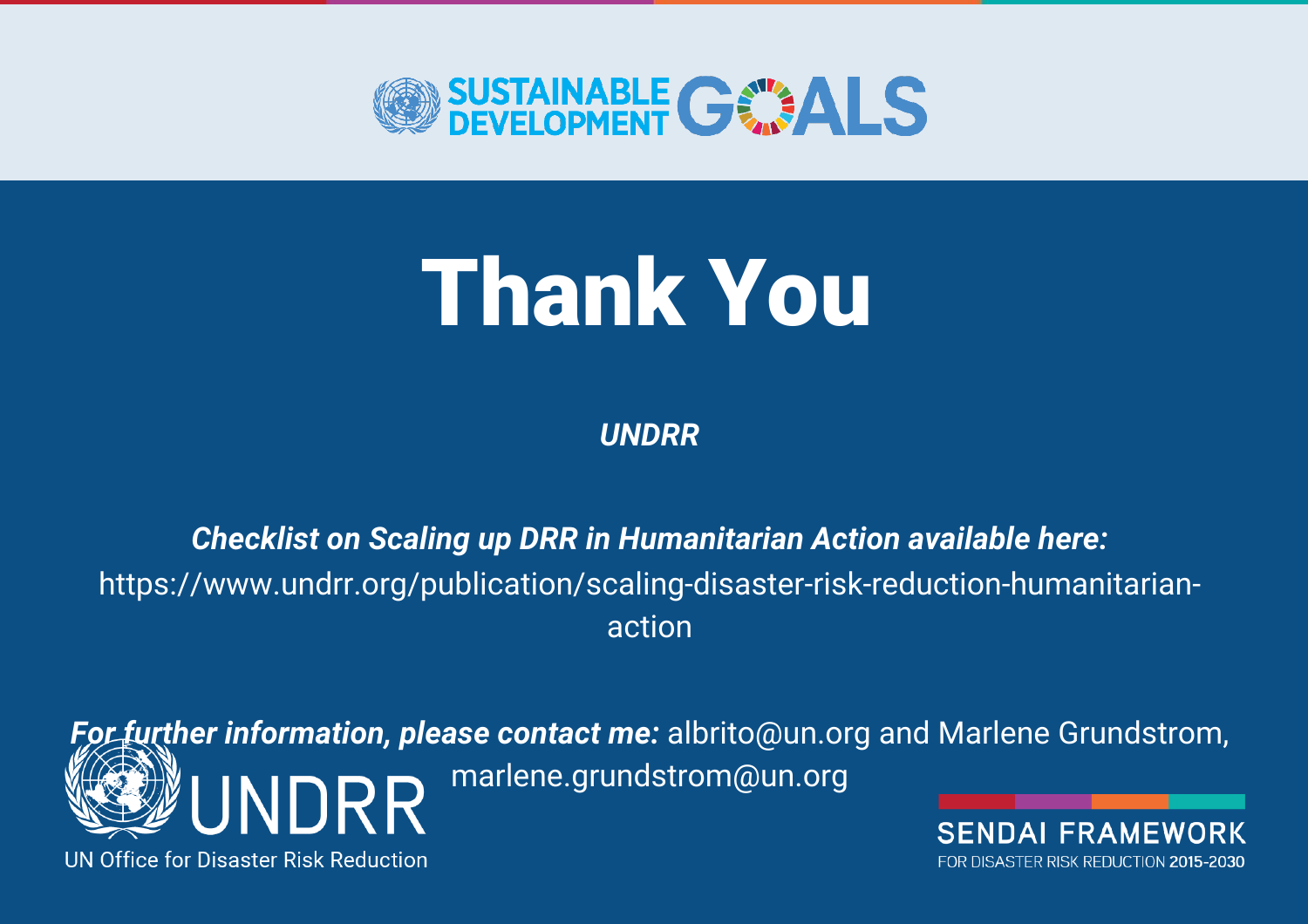# Thank You

***UNDRR***

***Checklist on Scaling up DRR in Humanitarian Action available here:***
https://www.undrr.org/publication/scaling-disaster-risk-reduction-humanitarian-action

***For further information, please contact me:*** albrito@un.org and Marlene Grundstrom, marlene.grundstrom@un.org

UNDRR
UN Office for Disaster Risk Reduction

SENDAI FRAMEWORK
FOR DISASTER RISK REDUCTION 2015-2030